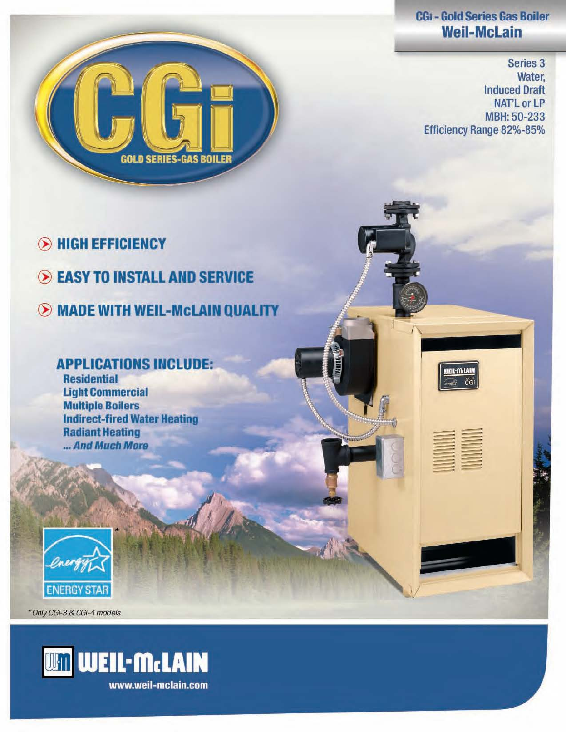**CGi - Gold Series Gas Boiler**
**Weil-McLain**

# CGi

GOLD SERIES-GAS BOILER

Series 3
Water,
Induced Draft
NAT'L or LP
MBH: 50-233
Efficiency Range 82%-85%

## HIGH EFFICIENCY

## EASY TO INSTALL AND SERVICE

## MADE WITH WEIL-McLAIN QUALITY

### APPLICATIONS INCLUDE:

**Residential**
**Light Commercial**
**Multiple Boilers**
**Indirect-fired Water Heating**
**Radiant Heating**
***... And Much More***

ENERGY STAR *

*\* Only CGi-3 & CGi-4 models*

**WEIL-McLAIN**

www.weil-mclain.com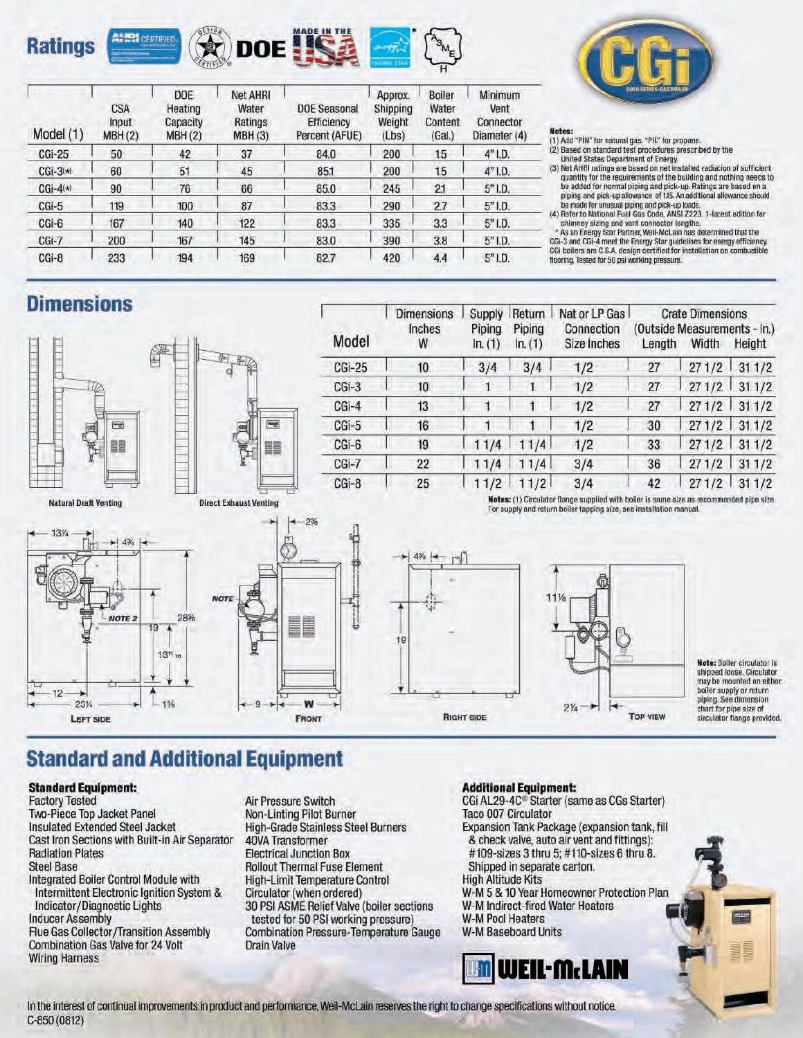## Ratings

| Model (1) | CSA Input MBH (2) | DOE Heating Capacity MBH (2) | Net AHRI Water Ratings MBH (3) | DOE Seasonal Efficiency Percent (AFUE) | Approx. Shipping Weight (Lbs) | Boiler Water Content (Gal.) | Minimum Vent Connector Diameter (4) |
|---|---|---|---|---|---|---|---|
| CGi-25 | 50 | 42 | 37 | 84.0 | 200 | 1.5 | 4" I.D. |
| CGi-3(*) | 60 | 51 | 45 | 85.1 | 200 | 1.5 | 4" I.D. |
| CGi-4(*) | 90 | 76 | 66 | 85.0 | 245 | 2.1 | 5" I.D. |
| CGi-5 | 119 | 100 | 87 | 83.3 | 290 | 2.7 | 5" I.D. |
| CGi-6 | 167 | 140 | 122 | 83.3 | 335 | 3.3 | 5" I.D. |
| CGi-7 | 200 | 167 | 145 | 83.0 | 390 | 3.8 | 5" I.D. |
| CGi-8 | 233 | 194 | 169 | 82.7 | 420 | 4.4 | 5" I.D. |

**Notes:**
(1) Add "PIN" for natural gas, "PIL" for propane.
(2) Based on standard test procedures prescribed by the United States Department of Energy.
(3) Net AHRI ratings are based on net installed radiation of sufficient quantity for the requirements of the building and nothing needs to be added for normal piping and pick-up. Ratings are based on a piping and pick-up allowance of 1.15. An additional allowance should be made for unusual piping and pick-up loads.
(4) Refer to National Fuel Gas Code, ANSI Z223. 1-latest edition for chimney sizing and vent connector lengths.
* As an Energy Star Partner, Weil-McLain has determined that the CGi-3 and CGi-4 meet the Energy Star guidelines for energy efficiency.
CGi boilers are C.S.A. design certified for installation on combustible flooring. Tested for 50 psi working pressure.

## Dimensions

| Model | Dimensions Inches W | Supply Piping In. (1) | Return Piping In. (1) | Nat or LP Gas Connection Size Inches | Crate Dimensions (Outside Measurements - In.) Length | Width | Height |
|---|---|---|---|---|---|---|---|
| CGi-25 | 10 | 3/4 | 3/4 | 1/2 | 27 | 27 1/2 | 31 1/2 |
| CGi-3 | 10 | 1 | 1 | 1/2 | 27 | 27 1/2 | 31 1/2 |
| CGi-4 | 13 | 1 | 1 | 1/2 | 27 | 27 1/2 | 31 1/2 |
| CGi-5 | 16 | 1 | 1 | 1/2 | 30 | 27 1/2 | 31 1/2 |
| CGi-6 | 19 | 1 1/4 | 1 1/4 | 1/2 | 33 | 27 1/2 | 31 1/2 |
| CGi-7 | 22 | 1 1/4 | 1 1/4 | 3/4 | 36 | 27 1/2 | 31 1/2 |
| CGi-8 | 25 | 1 1/2 | 1 1/2 | 3/4 | 42 | 27 1/2 | 31 1/2 |

**Notes:** (1) Circulator flange supplied with boiler is same size as recommended pipe size. For supply and return boiler tapping size, see installation manual.

Natural Draft Venting

Direct Exhaust Venting

13¼
4¾
NOTE 2
28⅝
19
13¹¹⁄₁₆
12
23¼
1⅝
LEFT SIDE

2⅝
NOTE
9
W
FRONT

4¾
19
RIGHT SIDE

11⅞
2¼
TOP VIEW

**Note:** Boiler circulator is shipped loose. Circulator may be mounted on either boiler supply or return piping. See dimension chart for pipe size of circulator flange provided.

## Standard and Additional Equipment

**Standard Equipment:**
- Factory Tested
- Two-Piece Top Jacket Panel
- Insulated Extended Steel Jacket
- Cast Iron Sections with Built-in Air Separator
- Radiation Plates
- Steel Base
- Integrated Boiler Control Module with Intermittent Electronic Ignition System & Indicator/Diagnostic Lights
- Inducer Assembly
- Flue Gas Collector/Transition Assembly
- Combination Gas Valve for 24 Volt
- Wiring Harness
- Air Pressure Switch
- Non-Linting Pilot Burner
- High-Grade Stainless Steel Burners
- 40VA Transformer
- Electrical Junction Box
- Rollout Thermal Fuse Element
- High-Limit Temperature Control
- Circulator (when ordered)
- 30 PSI ASME Relief Valve (boiler sections tested for 50 PSI working pressure)
- Combination Pressure-Temperature Gauge
- Drain Valve

**Additional Equipment:**
- CGi AL29-4C® Starter (same as CGs Starter)
- Taco 007 Circulator
- Expansion Tank Package (expansion tank, fill & check valve, auto air vent and fittings): #109-sizes 3 thru 5; #110-sizes 6 thru 8. Shipped in separate carton.
- High Altitude Kits
- W-M 5 & 10 Year Homeowner Protection Plan
- W-M Indirect-fired Water Heaters
- W-M Pool Heaters
- W-M Baseboard Units

WEIL-McLAIN

In the interest of continual improvements in product and performance, Weil-McLain reserves the right to change specifications without notice.
C-850 (0812)